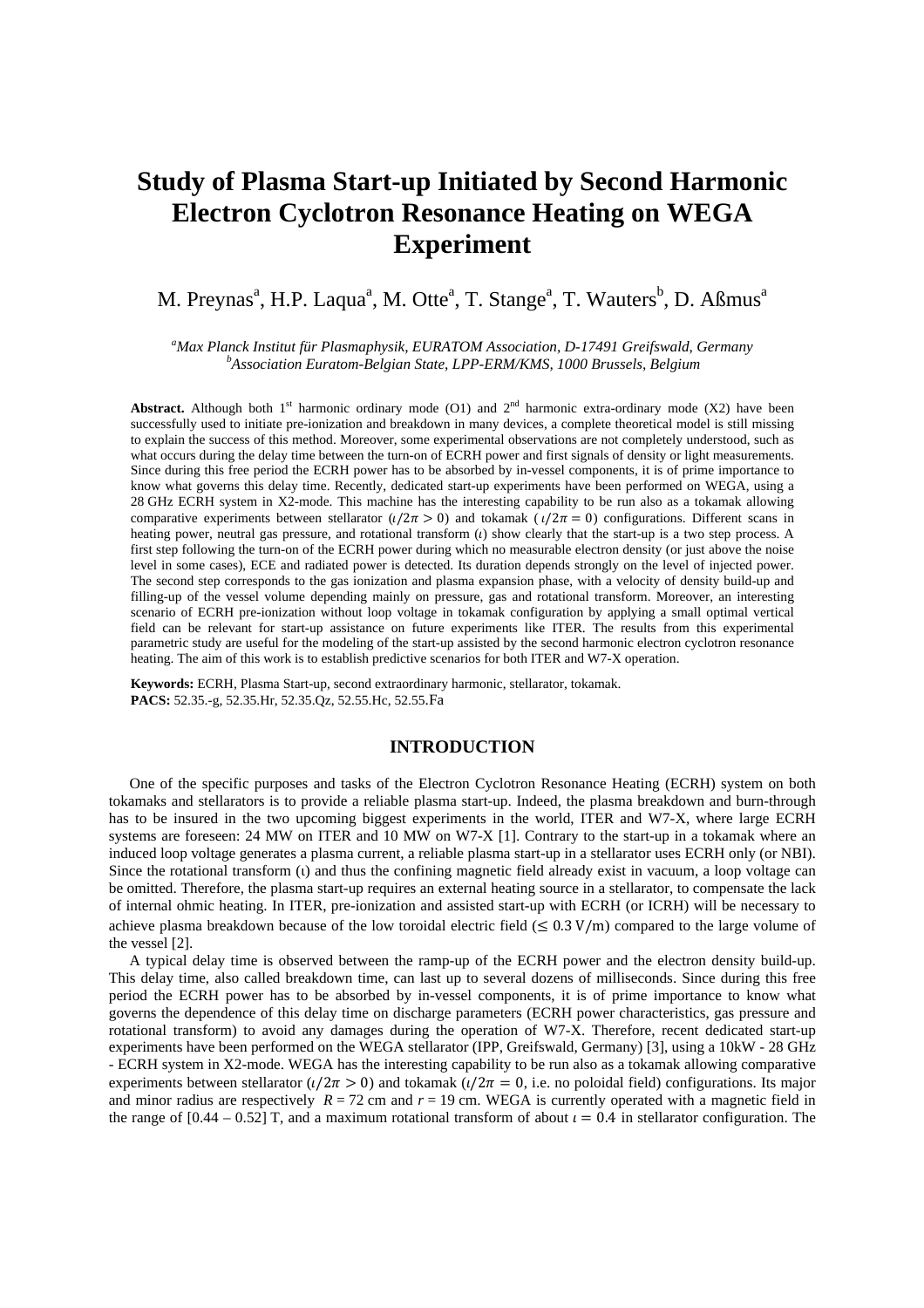# Study of Plasma Start-up Initiated by Second Harmonic Electron Cyclotron Resonance Heating on WEGA Experiment

M. Preynas[a], H.P. Laqua[a], M. Otte[a], T. Stange[a], T. Wauters[b], D. Aßmus[a]

*[a]Max Planck Institut für Plasmaphysik, EURATOM Association, D-17491 Greifswald, Germany*
*[b]Association Euratom-Belgian State, LPP-ERM/KMS, 1000 Brussels, Belgium*

**Abstract.** Although both 1[st] harmonic ordinary mode (O1) and 2[nd] harmonic extra-ordinary mode (X2) have been successfully used to initiate pre-ionization and breakdown in many devices, a complete theoretical model is still missing to explain the success of this method. Moreover, some experimental observations are not completely understood, such as what occurs during the delay time between the turn-on of ECRH power and first signals of density or light measurements. Since during this free period the ECRH power has to be absorbed by in-vessel components, it is of prime importance to know what governs this delay time. Recently, dedicated start-up experiments have been performed on WEGA, using a 28 GHz ECRH system in X2-mode. This machine has the interesting capability to be run also as a tokamak allowing comparative experiments between stellarator ($\iota/2\pi > 0$) and tokamak ($\iota/2\pi = 0$) configurations. Different scans in heating power, neutral gas pressure, and rotational transform ($\iota$) show clearly that the start-up is a two step process. A first step following the turn-on of the ECRH power during which no measurable electron density (or just above the noise level in some cases), ECE and radiated power is detected. Its duration depends strongly on the level of injected power. The second step corresponds to the gas ionization and plasma expansion phase, with a velocity of density build-up and filling-up of the vessel volume depending mainly on pressure, gas and rotational transform. Moreover, an interesting scenario of ECRH pre-ionization without loop voltage in tokamak configuration by applying a small optimal vertical field can be relevant for start-up assistance on future experiments like ITER. The results from this experimental parametric study are useful for the modeling of the start-up assisted by the second harmonic electron cyclotron resonance heating. The aim of this work is to establish predictive scenarios for both ITER and W7-X operation.

**Keywords:** ECRH, Plasma Start-up, second extraordinary harmonic, stellarator, tokamak.
**PACS:** 52.35.-g, 52.35.Hr, 52.35.Qz, 52.55.Hc, 52.55.Fa

## INTRODUCTION

One of the specific purposes and tasks of the Electron Cyclotron Resonance Heating (ECRH) system on both tokamaks and stellarators is to provide a reliable plasma start-up. Indeed, the plasma breakdown and burn-through has to be insured in the two upcoming biggest experiments in the world, ITER and W7-X, where large ECRH systems are foreseen: 24 MW on ITER and 10 MW on W7-X [1]. Contrary to the start-up in a tokamak where an induced loop voltage generates a plasma current, a reliable plasma start-up in a stellarator uses ECRH only (or NBI). Since the rotational transform ($\iota$) and thus the confining magnetic field already exist in vacuum, a loop voltage can be omitted. Therefore, the plasma start-up requires an external heating source in a stellarator, to compensate the lack of internal ohmic heating. In ITER, pre-ionization and assisted start-up with ECRH (or ICRH) will be necessary to achieve plasma breakdown because of the low toroidal electric field ($\leq 0.3\,\text{V/m}$) compared to the large volume of the vessel [2].

A typical delay time is observed between the ramp-up of the ECRH power and the electron density build-up. This delay time, also called breakdown time, can last up to several dozens of milliseconds. Since during this free period the ECRH power has to be absorbed by in-vessel components, it is of prime importance to know what governs the dependence of this delay time on discharge parameters (ECRH power characteristics, gas pressure and rotational transform) to avoid any damages during the operation of W7-X. Therefore, recent dedicated start-up experiments have been performed on the WEGA stellarator (IPP, Greifswald, Germany) [3], using a 10kW - 28 GHz - ECRH system in X2-mode. WEGA has the interesting capability to be run also as a tokamak allowing comparative experiments between stellarator ($\iota/2\pi > 0$) and tokamak ($\iota/2\pi = 0$, i.e. no poloidal field) configurations. Its major and minor radius are respectively $R = 72$ cm and $r = 19$ cm. WEGA is currently operated with a magnetic field in the range of [0.44 – 0.52] T, and a maximum rotational transform of about $\iota = 0.4$ in stellarator configuration. The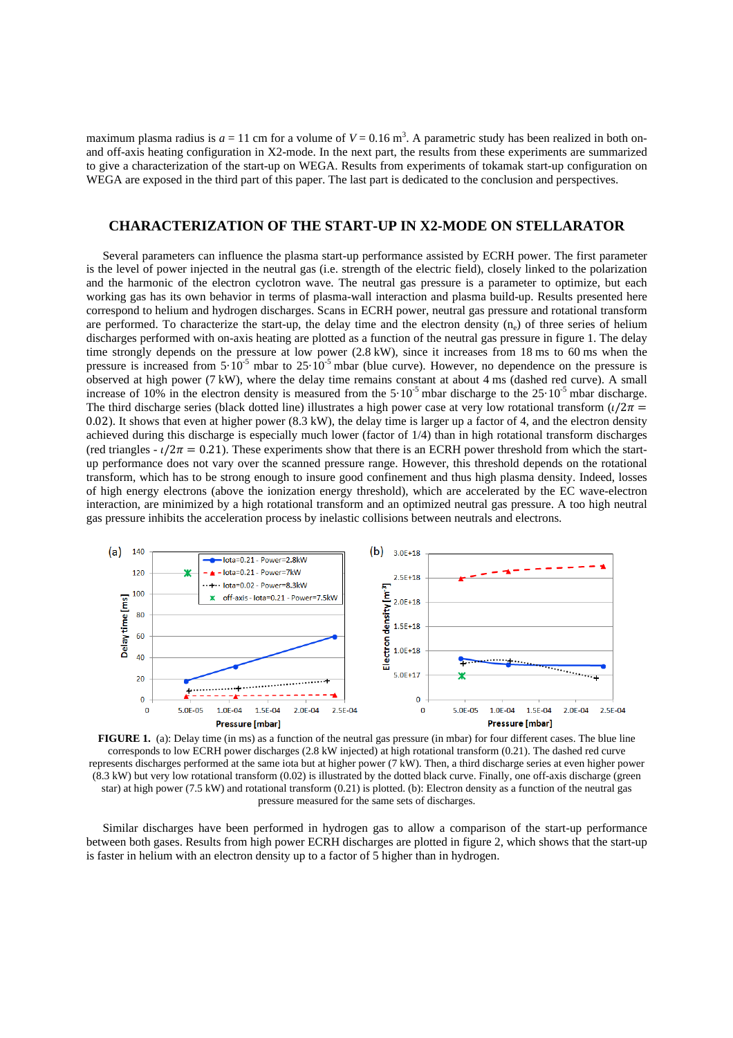maximum plasma radius is $a = 11$ cm for a volume of $V = 0.16$ m$^3$. A parametric study has been realized in both on- and off-axis heating configuration in X2-mode. In the next part, the results from these experiments are summarized to give a characterization of the start-up on WEGA. Results from experiments of tokamak start-up configuration on WEGA are exposed in the third part of this paper. The last part is dedicated to the conclusion and perspectives.

## CHARACTERIZATION OF THE START-UP IN X2-MODE ON STELLARATOR

Several parameters can influence the plasma start-up performance assisted by ECRH power. The first parameter is the level of power injected in the neutral gas (i.e. strength of the electric field), closely linked to the polarization and the harmonic of the electron cyclotron wave. The neutral gas pressure is a parameter to optimize, but each working gas has its own behavior in terms of plasma-wall interaction and plasma build-up. Results presented here correspond to helium and hydrogen discharges. Scans in ECRH power, neutral gas pressure and rotational transform are performed. To characterize the start-up, the delay time and the electron density ($n_e$) of three series of helium discharges performed with on-axis heating are plotted as a function of the neutral gas pressure in figure 1. The delay time strongly depends on the pressure at low power (2.8 kW), since it increases from 18 ms to 60 ms when the pressure is increased from $5{\cdot}10^{-5}$ mbar to $25{\cdot}10^{-5}$ mbar (blue curve). However, no dependence on the pressure is observed at high power (7 kW), where the delay time remains constant at about 4 ms (dashed red curve). A small increase of 10% in the electron density is measured from the $5{\cdot}10^{-5}$ mbar discharge to the $25{\cdot}10^{-5}$ mbar discharge. The third discharge series (black dotted line) illustrates a high power case at very low rotational transform ($\iota/2\pi = 0.02$). It shows that even at higher power (8.3 kW), the delay time is larger up a factor of 4, and the electron density achieved during this discharge is especially much lower (factor of 1/4) than in high rotational transform discharges (red triangles - $\iota/2\pi = 0.21$). These experiments show that there is an ECRH power threshold from which the start-up performance does not vary over the scanned pressure range. However, this threshold depends on the rotational transform, which has to be strong enough to insure good confinement and thus high plasma density. Indeed, losses of high energy electrons (above the ionization energy threshold), which are accelerated by the EC wave-electron interaction, are minimized by a high rotational transform and an optimized neutral gas pressure. A too high neutral gas pressure inhibits the acceleration process by inelastic collisions between neutrals and electrons.

**FIGURE 1.** (a): Delay time (in ms) as a function of the neutral gas pressure (in mbar) for four different cases. The blue line corresponds to low ECRH power discharges (2.8 kW injected) at high rotational transform (0.21). The dashed red curve represents discharges performed at the same iota but at higher power (7 kW). Then, a third discharge series at even higher power (8.3 kW) but very low rotational transform (0.02) is illustrated by the dotted black curve. Finally, one off-axis discharge (green star) at high power (7.5 kW) and rotational transform (0.21) is plotted. (b): Electron density as a function of the neutral gas pressure measured for the same sets of discharges.

Similar discharges have been performed in hydrogen gas to allow a comparison of the start-up performance between both gases. Results from high power ECRH discharges are plotted in figure 2, which shows that the start-up is faster in helium with an electron density up to a factor of 5 higher than in hydrogen.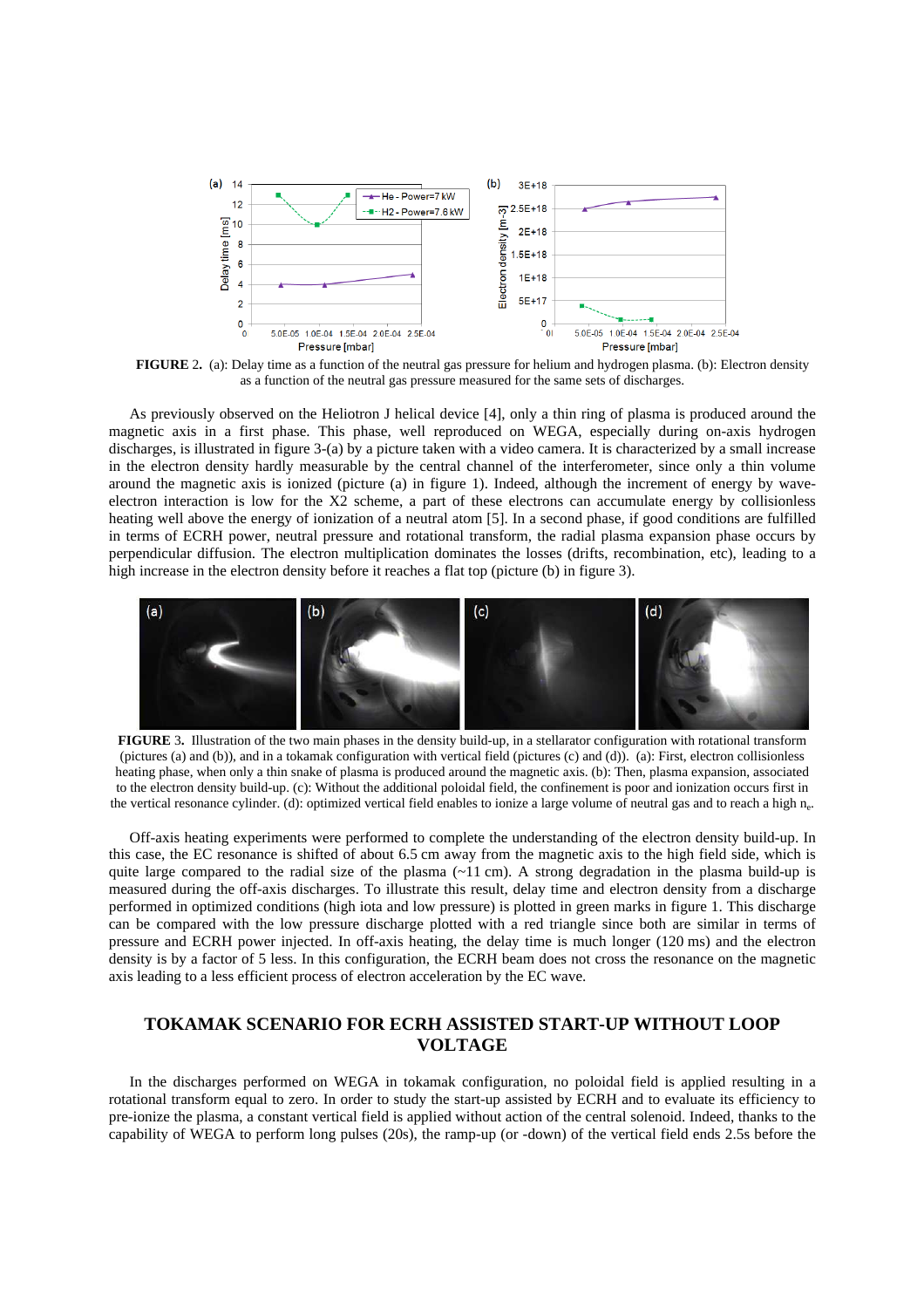**FIGURE 2.** (a): Delay time as a function of the neutral gas pressure for helium and hydrogen plasma. (b): Electron density as a function of the neutral gas pressure measured for the same sets of discharges.

As previously observed on the Heliotron J helical device [4], only a thin ring of plasma is produced around the magnetic axis in a first phase. This phase, well reproduced on WEGA, especially during on-axis hydrogen discharges, is illustrated in figure 3-(a) by a picture taken with a video camera. It is characterized by a small increase in the electron density hardly measurable by the central channel of the interferometer, since only a thin volume around the magnetic axis is ionized (picture (a) in figure 1). Indeed, although the increment of energy by wave-electron interaction is low for the X2 scheme, a part of these electrons can accumulate energy by collisionless heating well above the energy of ionization of a neutral atom [5]. In a second phase, if good conditions are fulfilled in terms of ECRH power, neutral pressure and rotational transform, the radial plasma expansion phase occurs by perpendicular diffusion. The electron multiplication dominates the losses (drifts, recombination, etc), leading to a high increase in the electron density before it reaches a flat top (picture (b) in figure 3).

**FIGURE 3.** Illustration of the two main phases in the density build-up, in a stellarator configuration with rotational transform (pictures (a) and (b)), and in a tokamak configuration with vertical field (pictures (c) and (d)). (a): First, electron collisionless heating phase, when only a thin snake of plasma is produced around the magnetic axis. (b): Then, plasma expansion, associated to the electron density build-up. (c): Without the additional poloidal field, the confinement is poor and ionization occurs first in the vertical resonance cylinder. (d): optimized vertical field enables to ionize a large volume of neutral gas and to reach a high $n_e$.

Off-axis heating experiments were performed to complete the understanding of the electron density build-up. In this case, the EC resonance is shifted of about 6.5 cm away from the magnetic axis to the high field side, which is quite large compared to the radial size of the plasma (~11 cm). A strong degradation in the plasma build-up is measured during the off-axis discharges. To illustrate this result, delay time and electron density from a discharge performed in optimized conditions (high iota and low pressure) is plotted in green marks in figure 1. This discharge can be compared with the low pressure discharge plotted with a red triangle since both are similar in terms of pressure and ECRH power injected. In off-axis heating, the delay time is much longer (120 ms) and the electron density is by a factor of 5 less. In this configuration, the ECRH beam does not cross the resonance on the magnetic axis leading to a less efficient process of electron acceleration by the EC wave.

## TOKAMAK SCENARIO FOR ECRH ASSISTED START-UP WITHOUT LOOP VOLTAGE

In the discharges performed on WEGA in tokamak configuration, no poloidal field is applied resulting in a rotational transform equal to zero. In order to study the start-up assisted by ECRH and to evaluate its efficiency to pre-ionize the plasma, a constant vertical field is applied without action of the central solenoid. Indeed, thanks to the capability of WEGA to perform long pulses (20s), the ramp-up (or -down) of the vertical field ends 2.5s before the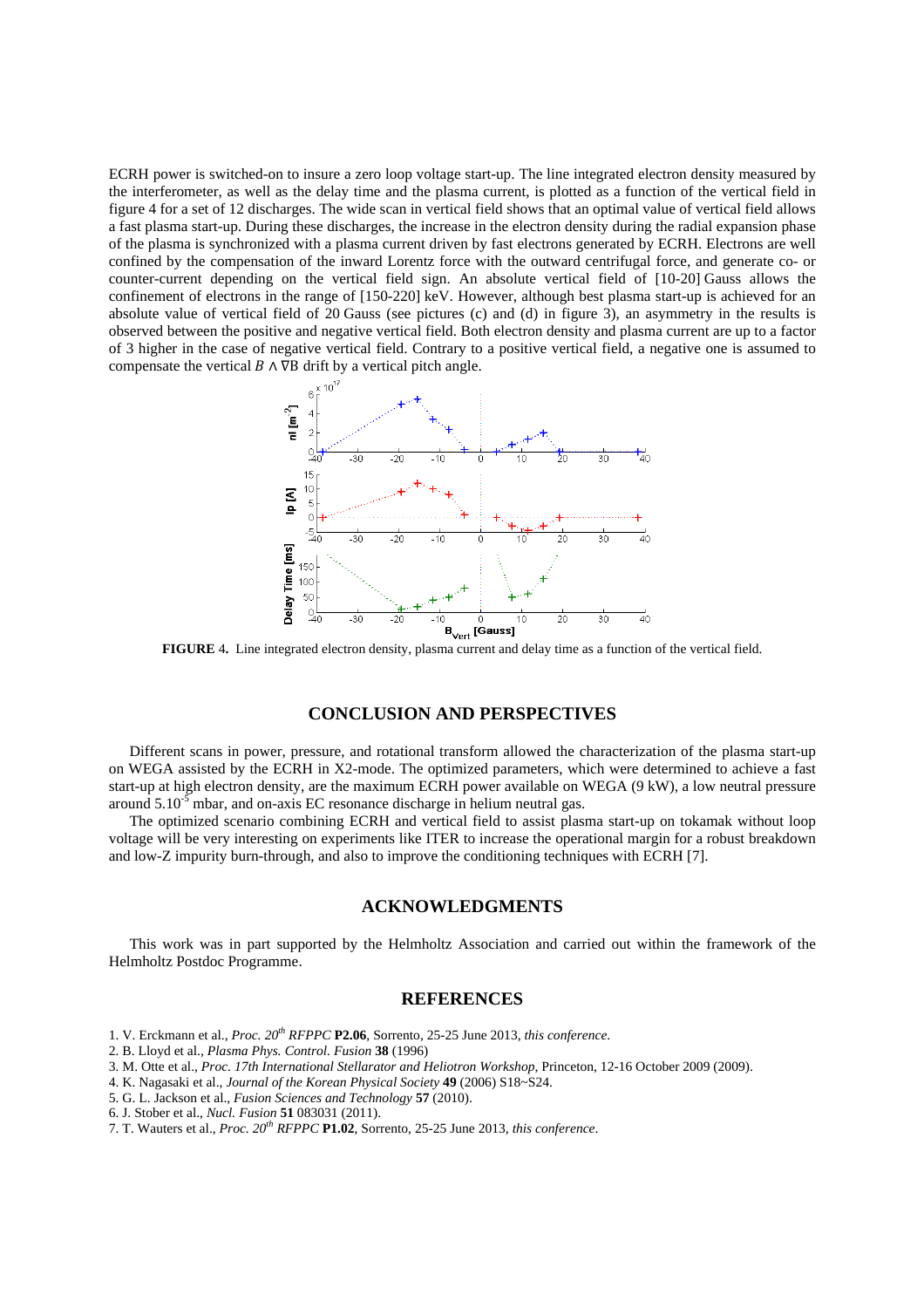ECRH power is switched-on to insure a zero loop voltage start-up. The line integrated electron density measured by the interferometer, as well as the delay time and the plasma current, is plotted as a function of the vertical field in figure 4 for a set of 12 discharges. The wide scan in vertical field shows that an optimal value of vertical field allows a fast plasma start-up. During these discharges, the increase in the electron density during the radial expansion phase of the plasma is synchronized with a plasma current driven by fast electrons generated by ECRH. Electrons are well confined by the compensation of the inward Lorentz force with the outward centrifugal force, and generate co- or counter-current depending on the vertical field sign. An absolute vertical field of [10-20] Gauss allows the confinement of electrons in the range of [150-220] keV. However, although best plasma start-up is achieved for an absolute value of vertical field of 20 Gauss (see pictures (c) and (d) in figure 3), an asymmetry in the results is observed between the positive and negative vertical field. Both electron density and plasma current are up to a factor of 3 higher in the case of negative vertical field. Contrary to a positive vertical field, a negative one is assumed to compensate the vertical $B \wedge \nabla B$ drift by a vertical pitch angle.

x $10^{17}$
nl [m$^{-2}$]
Ip [A]
Delay Time [ms]
$B_{Vert}$ [Gauss]

**FIGURE 4.** Line integrated electron density, plasma current and delay time as a function of the vertical field.

## CONCLUSION AND PERSPECTIVES

Different scans in power, pressure, and rotational transform allowed the characterization of the plasma start-up on WEGA assisted by the ECRH in X2-mode. The optimized parameters, which were determined to achieve a fast start-up at high electron density, are the maximum ECRH power available on WEGA (9 kW), a low neutral pressure around $5.10^{-5}$ mbar, and on-axis EC resonance discharge in helium neutral gas.

The optimized scenario combining ECRH and vertical field to assist plasma start-up on tokamak without loop voltage will be very interesting on experiments like ITER to increase the operational margin for a robust breakdown and low-Z impurity burn-through, and also to improve the conditioning techniques with ECRH [7].

## ACKNOWLEDGMENTS

This work was in part supported by the Helmholtz Association and carried out within the framework of the Helmholtz Postdoc Programme.

## REFERENCES

1. V. Erckmann et al., *Proc. 20th RFPPC* **P2.06**, Sorrento, 25-25 June 2013, *this conference*.
2. B. Lloyd et al., *Plasma Phys. Control. Fusion* **38** (1996)
3. M. Otte et al., *Proc. 17th International Stellarator and Heliotron Workshop*, Princeton, 12-16 October 2009 (2009).
4. K. Nagasaki et al., *Journal of the Korean Physical Society* **49** (2006) S18~S24.
5. G. L. Jackson et al., *Fusion Sciences and Technology* **57** (2010).
6. J. Stober et al., *Nucl. Fusion* **51** 083031 (2011).
7. T. Wauters et al., *Proc. 20th RFPPC* **P1.02**, Sorrento, 25-25 June 2013, *this conference*.